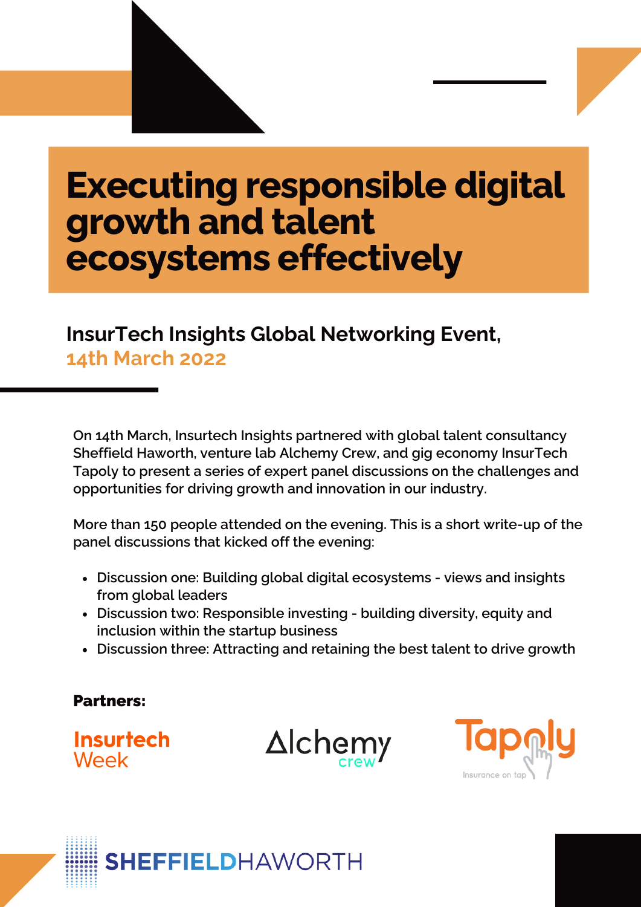# Executing responsible digital growth and talent ecosystems effectively

## InsurTech Insights Global Networking Event, 14th March 2022

On 14th March, Insurtech Insights partnered with global talent consultancy Sheffield Haworth, venture lab Alchemy Crew, and gig economy InsurTech Tapoly to present a series of expert panel discussions on the challenges and opportunities for driving growth and innovation in our industry.

More than 150 people attended on the evening. This is a short write-up of the panel discussions that kicked off the evening:

- Discussion one: Building global digital ecosystems - views and insights from global leaders
- Discussion two: Responsible investing - building diversity, equity and inclusion within the startup business
- Discussion three: Attracting and retaining the best talent to drive growth

**Partners:**

Insurtech Week

Alchemy crew

Tapoly Insurance on tap

SHEFFIELDHAWORTH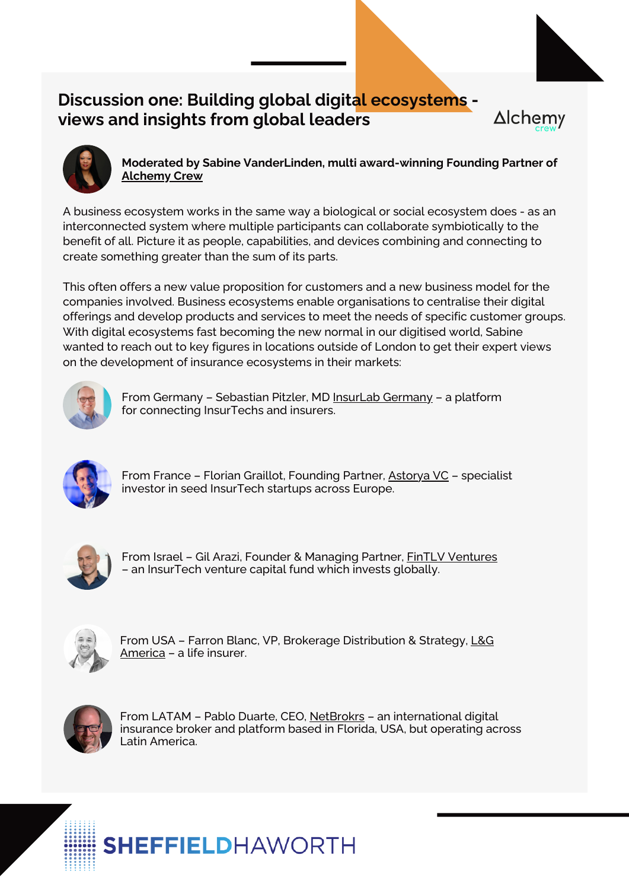## Discussion one: Building global digital ecosystems - views and insights from global leaders

**Moderated by Sabine VanderLinden, multi award-winning Founding Partner of Alchemy Crew**

A business ecosystem works in the same way a biological or social ecosystem does - as an interconnected system where multiple participants can collaborate symbiotically to the benefit of all. Picture it as people, capabilities, and devices combining and connecting to create something greater than the sum of its parts.

This often offers a new value proposition for customers and a new business model for the companies involved. Business ecosystems enable organisations to centralise their digital offerings and develop products and services to meet the needs of specific customer groups. With digital ecosystems fast becoming the new normal in our digitised world, Sabine wanted to reach out to key figures in locations outside of London to get their expert views on the development of insurance ecosystems in their markets:

From Germany – Sebastian Pitzler, MD InsurLab Germany – a platform for connecting InsurTechs and insurers.

From France – Florian Graillot, Founding Partner, Astorya VC – specialist investor in seed InsurTech startups across Europe.

From Israel – Gil Arazi, Founder & Managing Partner, FinTLV Ventures – an InsurTech venture capital fund which invests globally.

From USA – Farron Blanc, VP, Brokerage Distribution & Strategy, L&G America – a life insurer.

From LATAM – Pablo Duarte, CEO, NetBrokrs – an international digital insurance broker and platform based in Florida, USA, but operating across Latin America.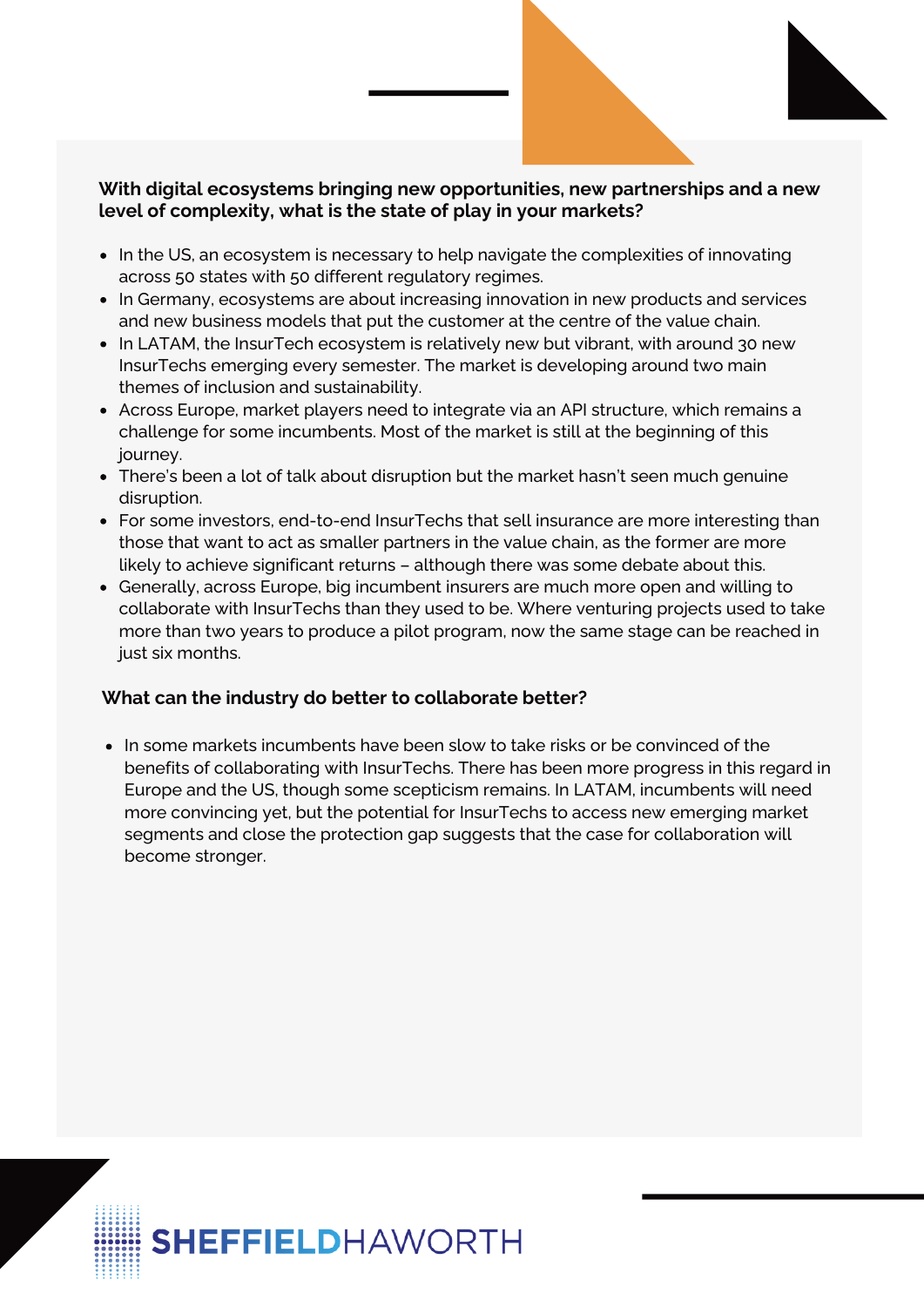**With digital ecosystems bringing new opportunities, new partnerships and a new level of complexity, what is the state of play in your markets?**

- In the US, an ecosystem is necessary to help navigate the complexities of innovating across 50 states with 50 different regulatory regimes.
- In Germany, ecosystems are about increasing innovation in new products and services and new business models that put the customer at the centre of the value chain.
- In LATAM, the InsurTech ecosystem is relatively new but vibrant, with around 30 new InsurTechs emerging every semester. The market is developing around two main themes of inclusion and sustainability.
- Across Europe, market players need to integrate via an API structure, which remains a challenge for some incumbents. Most of the market is still at the beginning of this journey.
- There's been a lot of talk about disruption but the market hasn't seen much genuine disruption.
- For some investors, end-to-end InsurTechs that sell insurance are more interesting than those that want to act as smaller partners in the value chain, as the former are more likely to achieve significant returns – although there was some debate about this.
- Generally, across Europe, big incumbent insurers are much more open and willing to collaborate with InsurTechs than they used to be. Where venturing projects used to take more than two years to produce a pilot program, now the same stage can be reached in just six months.

**What can the industry do better to collaborate better?**

- In some markets incumbents have been slow to take risks or be convinced of the benefits of collaborating with InsurTechs. There has been more progress in this regard in Europe and the US, though some scepticism remains. In LATAM, incumbents will need more convincing yet, but the potential for InsurTechs to access new emerging market segments and close the protection gap suggests that the case for collaboration will become stronger.

SHEFFIELDHAWORTH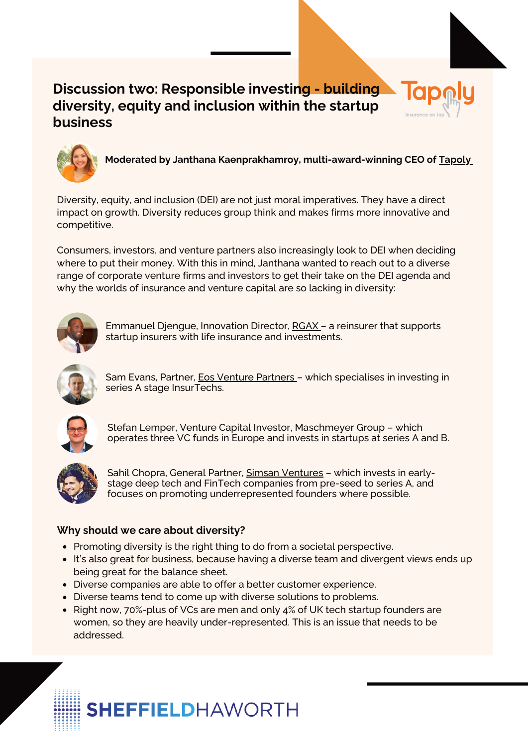# Discussion two: Responsible investing - building diversity, equity and inclusion within the startup business

**Moderated by Janthana Kaenprakhamroy, multi-award-winning CEO of Tapoly**

Diversity, equity, and inclusion (DEI) are not just moral imperatives. They have a direct impact on growth. Diversity reduces group think and makes firms more innovative and competitive.

Consumers, investors, and venture partners also increasingly look to DEI when deciding where to put their money. With this in mind, Janthana wanted to reach out to a diverse range of corporate venture firms and investors to get their take on the DEI agenda and why the worlds of insurance and venture capital are so lacking in diversity:

Emmanuel Djengue, Innovation Director, RGAX – a reinsurer that supports startup insurers with life insurance and investments.

Sam Evans, Partner, Eos Venture Partners – which specialises in investing in series A stage InsurTechs.

Stefan Lemper, Venture Capital Investor, Maschmeyer Group – which operates three VC funds in Europe and invests in startups at series A and B.

Sahil Chopra, General Partner, Simsan Ventures – which invests in early-stage deep tech and FinTech companies from pre-seed to series A, and focuses on promoting underrepresented founders where possible.

### Why should we care about diversity?

- Promoting diversity is the right thing to do from a societal perspective.
- It's also great for business, because having a diverse team and divergent views ends up being great for the balance sheet.
- Diverse companies are able to offer a better customer experience.
- Diverse teams tend to come up with diverse solutions to problems.
- Right now, 70%-plus of VCs are men and only 4% of UK tech startup founders are women, so they are heavily under-represented. This is an issue that needs to be addressed.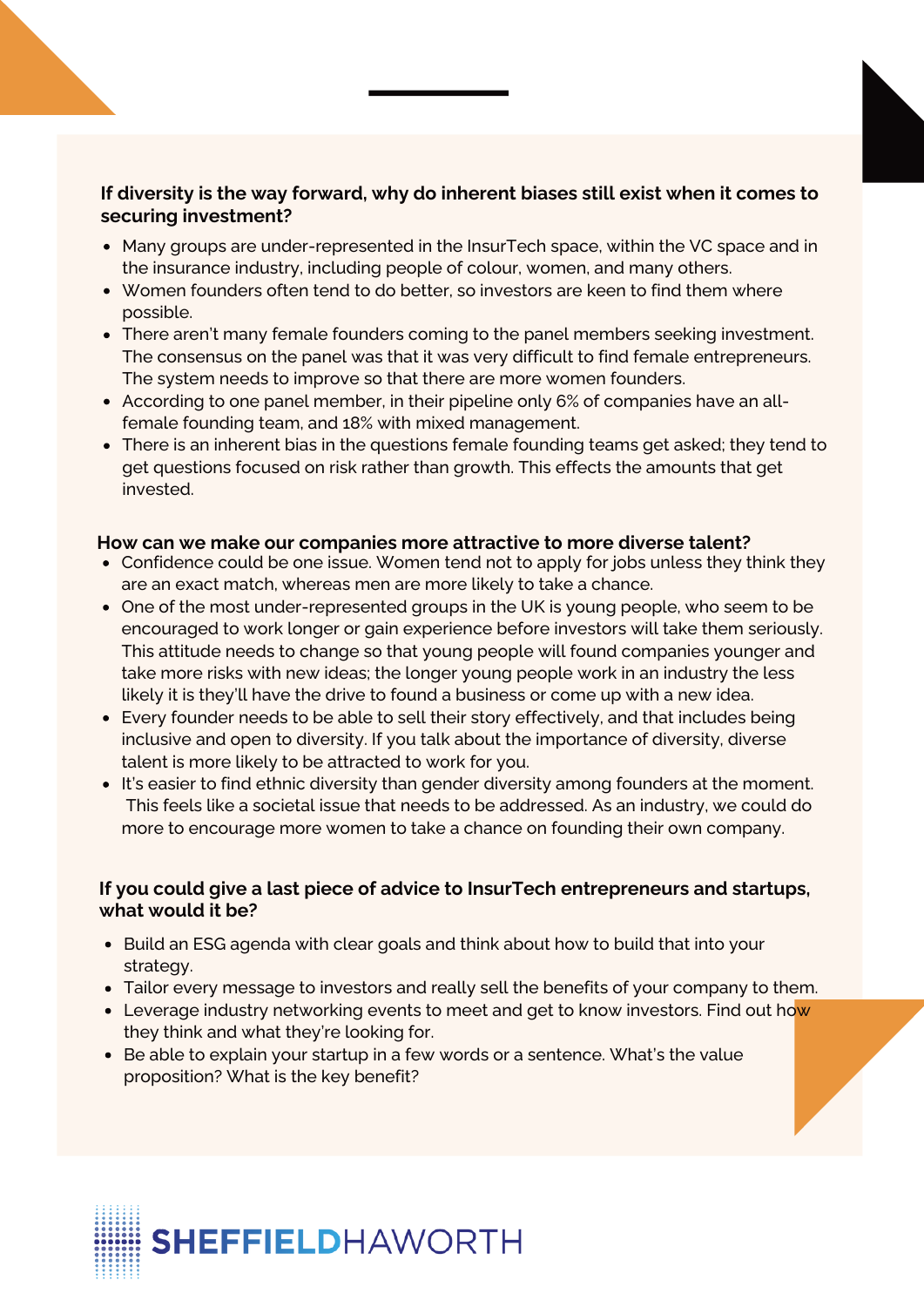**If diversity is the way forward, why do inherent biases still exist when it comes to securing investment?**

- Many groups are under-represented in the InsurTech space, within the VC space and in the insurance industry, including people of colour, women, and many others.
- Women founders often tend to do better, so investors are keen to find them where possible.
- There aren't many female founders coming to the panel members seeking investment. The consensus on the panel was that it was very difficult to find female entrepreneurs. The system needs to improve so that there are more women founders.
- According to one panel member, in their pipeline only 6% of companies have an all-female founding team, and 18% with mixed management.
- There is an inherent bias in the questions female founding teams get asked; they tend to get questions focused on risk rather than growth. This effects the amounts that get invested.

**How can we make our companies more attractive to more diverse talent?**

- Confidence could be one issue. Women tend not to apply for jobs unless they think they are an exact match, whereas men are more likely to take a chance.
- One of the most under-represented groups in the UK is young people, who seem to be encouraged to work longer or gain experience before investors will take them seriously. This attitude needs to change so that young people will found companies younger and take more risks with new ideas; the longer young people work in an industry the less likely it is they'll have the drive to found a business or come up with a new idea.
- Every founder needs to be able to sell their story effectively, and that includes being inclusive and open to diversity. If you talk about the importance of diversity, diverse talent is more likely to be attracted to work for you.
- It's easier to find ethnic diversity than gender diversity among founders at the moment. This feels like a societal issue that needs to be addressed. As an industry, we could do more to encourage more women to take a chance on founding their own company.

**If you could give a last piece of advice to InsurTech entrepreneurs and startups, what would it be?**

- Build an ESG agenda with clear goals and think about how to build that into your strategy.
- Tailor every message to investors and really sell the benefits of your company to them.
- Leverage industry networking events to meet and get to know investors. Find out how they think and what they're looking for.
- Be able to explain your startup in a few words or a sentence. What's the value proposition? What is the key benefit?

SHEFFIELDHAWORTH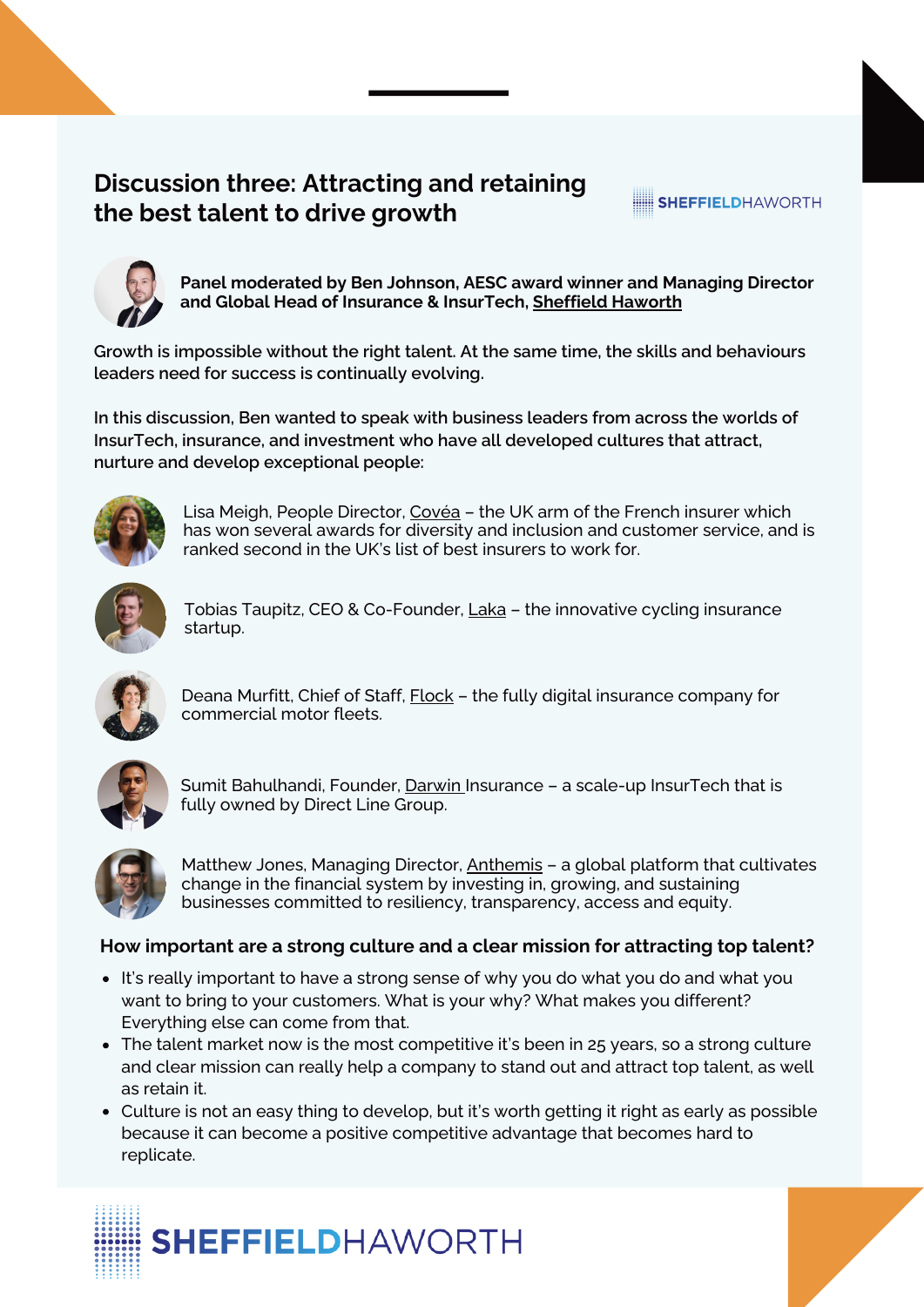## Discussion three: Attracting and retaining the best talent to drive growth

SHEFFIELDHAWORTH

**Panel moderated by Ben Johnson, AESC award winner and Managing Director and Global Head of Insurance & InsurTech, Sheffield Haworth**

Growth is impossible without the right talent. At the same time, the skills and behaviours leaders need for success is continually evolving.

In this discussion, Ben wanted to speak with business leaders from across the worlds of InsurTech, insurance, and investment who have all developed cultures that attract, nurture and develop exceptional people:

Lisa Meigh, People Director, Covéa – the UK arm of the French insurer which has won several awards for diversity and inclusion and customer service, and is ranked second in the UK's list of best insurers to work for.

Tobias Taupitz, CEO & Co-Founder, Laka – the innovative cycling insurance startup.

Deana Murfitt, Chief of Staff, Flock – the fully digital insurance company for commercial motor fleets.

Sumit Bahulhandi, Founder, Darwin Insurance – a scale-up InsurTech that is fully owned by Direct Line Group.

Matthew Jones, Managing Director, Anthemis – a global platform that cultivates change in the financial system by investing in, growing, and sustaining businesses committed to resiliency, transparency, access and equity.

### How important are a strong culture and a clear mission for attracting top talent?

- It's really important to have a strong sense of why you do what you do and what you want to bring to your customers. What is your why? What makes you different? Everything else can come from that.
- The talent market now is the most competitive it's been in 25 years, so a strong culture and clear mission can really help a company to stand out and attract top talent, as well as retain it.
- Culture is not an easy thing to develop, but it's worth getting it right as early as possible because it can become a positive competitive advantage that becomes hard to replicate.

SHEFFIELDHAWORTH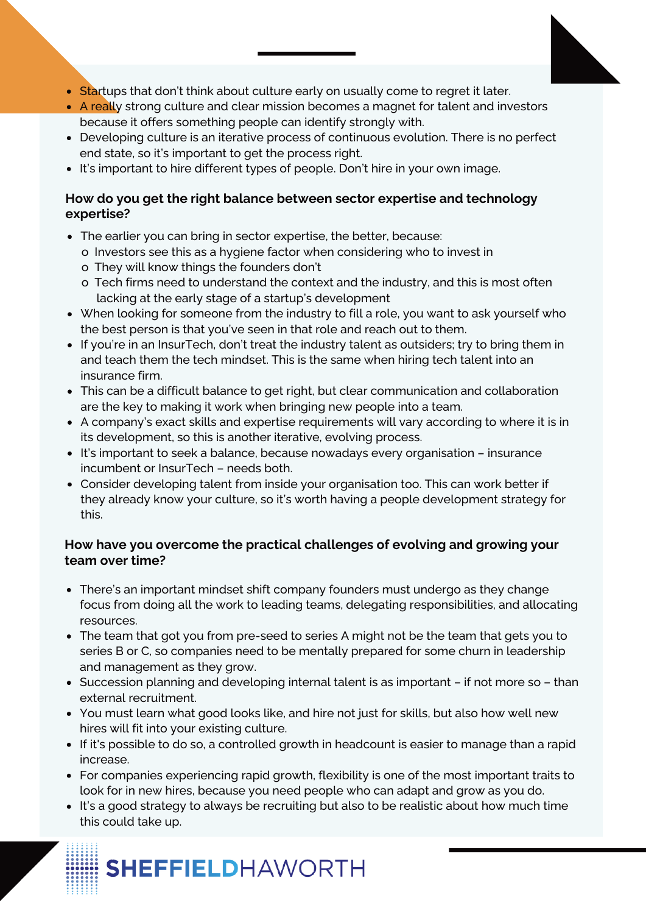- Startups that don't think about culture early on usually come to regret it later.
- A really strong culture and clear mission becomes a magnet for talent and investors because it offers something people can identify strongly with.
- Developing culture is an iterative process of continuous evolution. There is no perfect end state, so it's important to get the process right.
- It's important to hire different types of people. Don't hire in your own image.

**How do you get the right balance between sector expertise and technology expertise?**

- The earlier you can bring in sector expertise, the better, because:
  - Investors see this as a hygiene factor when considering who to invest in
  - They will know things the founders don't
  - Tech firms need to understand the context and the industry, and this is most often lacking at the early stage of a startup's development
- When looking for someone from the industry to fill a role, you want to ask yourself who the best person is that you've seen in that role and reach out to them.
- If you're in an InsurTech, don't treat the industry talent as outsiders; try to bring them in and teach them the tech mindset. This is the same when hiring tech talent into an insurance firm.
- This can be a difficult balance to get right, but clear communication and collaboration are the key to making it work when bringing new people into a team.
- A company's exact skills and expertise requirements will vary according to where it is in its development, so this is another iterative, evolving process.
- It's important to seek a balance, because nowadays every organisation – insurance incumbent or InsurTech – needs both.
- Consider developing talent from inside your organisation too. This can work better if they already know your culture, so it's worth having a people development strategy for this.

**How have you overcome the practical challenges of evolving and growing your team over time?**

- There's an important mindset shift company founders must undergo as they change focus from doing all the work to leading teams, delegating responsibilities, and allocating resources.
- The team that got you from pre-seed to series A might not be the team that gets you to series B or C, so companies need to be mentally prepared for some churn in leadership and management as they grow.
- Succession planning and developing internal talent is as important – if not more so – than external recruitment.
- You must learn what good looks like, and hire not just for skills, but also how well new hires will fit into your existing culture.
- If it's possible to do so, a controlled growth in headcount is easier to manage than a rapid increase.
- For companies experiencing rapid growth, flexibility is one of the most important traits to look for in new hires, because you need people who can adapt and grow as you do.
- It's a good strategy to always be recruiting but also to be realistic about how much time this could take up.